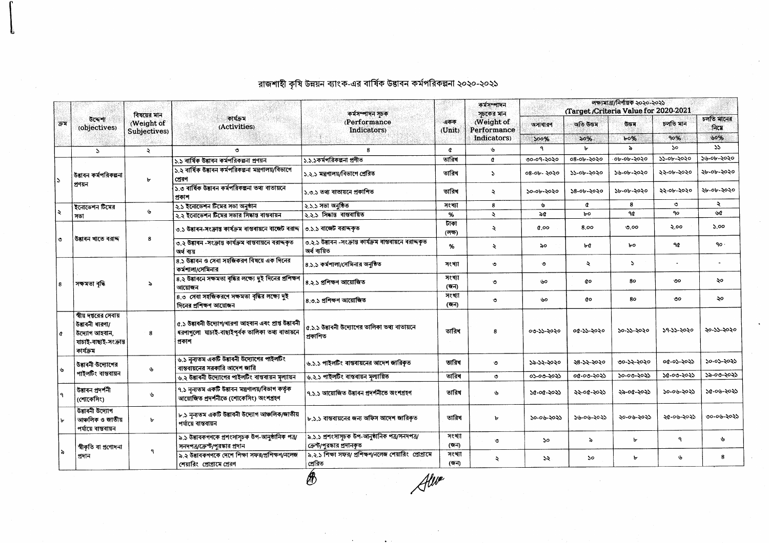# রাজশাহী কৃষি উন্নয়ন ব্যাংক-এর বার্ষিক উদ্ভাবন কর্মপরিকল্পনা ২০২০-২০২১

| ক্রম | উদ্দেশ্য (objectives) | বিষয়ের মান (Weight of Subjectives) | কার্যক্রম (Activities) | কর্মসম্পাদন সূচক (Performance Indicators) | একক (Unit) | কর্মসম্পাদন সূচকের মান (Weight of Performance Indicators) | লক্ষ্যমাত্রা/নির্ণায়ক ২০২০-২০২১ (Target /Criteria Value for 2020-2021) | | | | |
|---|---|---|---|---|---|---|---|---|---|---|---|
| | | | | | | | অসাধারণ | অতি উত্তম | উত্তম | চলতি মান | চলতি মানের নিম্নে |
| | | | | | | | ১০০% | ৯০% | ৮০% | ৭০% | ৬০% |
| | ১ | ২ | ৩ | ৪ | ৫ | ৬ | ৭ | ৮ | ৯ | ১০ | ১১ |
| ১ | উদ্ভাবন কর্মপরিকল্পনা প্রণয়ন | ৮ | ১.১ বার্ষিক উদ্ভাবন কর্মপরিকল্পনা প্রণয়ন | ১.১.১কর্মপরিকল্পনা প্রণীত | তারিখ | ৫ | ৩০-০৭-২০২০ | ০৪-০৮-২০২০ | ০৮-০৮-২০২০ | ১১-০৮-২০২০ | ১৬-০৮-২০২০ |
| | | | ১.২ বার্ষিক উদ্ভাবন কর্মপরিকল্পনা মন্ত্রণালয়/বিভাগে প্রেরণ | ১.২.১ মন্ত্রণালয়/বিভাগে প্রেরিত | তারিখ | ১ | ০৪-০৮- ২০২০ | ১১-০৮-২০২০ | ১৬-০৮-২০২০ | ২২-০৮-২০২০ | ২৮-০৮-২০২০ |
| | | | ১.৩ বার্ষিক উদ্ভাবন কর্মপরিকল্পনা তথ্য বাতায়নে প্রকাশ | ১.৩.১ তথ্য বাতায়নে প্রকাশিত | তারিখ | ২ | ১০-০৮-২০২০ | ১৪-০৮-২০২০ | ১৮-০৮-২০২০ | ২২-০৮-২০২০ | ২৮-০৮-২০২০ |
| ২ | ইনোভেশন টিমের সভা | ৬ | ২.১ ইনোভেশন টিমের সভা অনুষ্ঠান | ২.১.১ সভা অনুষ্ঠিত | সংখ্যা | ৪ | ৬ | ৫ | ৪ | ৩ | ২ |
| | | | ২.২ ইনোভেশন টিমের সভার সিদ্ধান্ত বাস্তবায়ন | ২.২.১ সিদ্ধান্ত বাস্তবায়িত | % | ২ | ৯৫ | ৮০ | ৭৫ | ৭০ | ৬৫ |
| ৩ | উদ্ভাবন খাতে বরাদ্দ | ৪ | ৩.১ উদ্ভাবন-সংক্রান্ত কার্যক্রম বাস্তবায়নে বাজেট বরাদ্দ | ৩.১.১ বাজেট বরাদ্দকৃত | টাকা (লক্ষ) | ২ | ৫.০০ | ৪.০০ | ৩.০০ | ২.০০ | ১.০০ |
| | | | ৩.২ উদ্ভাবন -সংক্রান্ত কার্যক্রম বাস্তবায়নে বরাদ্দকৃত অর্থ ব্যয় | ৩.২.১ উদ্ভাবন -সংক্রান্ত কার্যক্রম বাস্তবায়নে বরাদ্দকৃত অর্থ ব্যয়িত | % | ২ | ৯০ | ৮৫ | ৮০ | ৭৫ | ৭০ |
| ৪ | সক্ষমতা বৃদ্ধি | ৯ | ৪.১ উদ্ভাবন ও সেবা সহজিকরণ বিষয়ে এক দিনের কর্মশালা/সেমিনার | ৪.১.১ কর্মশালা/সেমিনার অনুষ্ঠিত | সংখ্যা | ৩ | ৩ | ২ | ১ | - | - |
| | | | ৪.২ উদ্ভাবনে সক্ষমতা বৃদ্ধির লক্ষ্যে দুই দিনের প্রশিক্ষণ আয়োজন | ৪.২.১ প্রশিক্ষণ আয়োজিত | সংখ্যা (জন) | ৩ | ৬০ | ৫০ | ৪০ | ৩০ | ২০ |
| | | | ৪.৩ সেবা সহজিকরণে সক্ষমতা বৃদ্ধির লক্ষ্যে দুই দিনের প্রশিক্ষণ আয়োজন | ৪.৩.১ প্রশিক্ষণ আয়োজিত | সংখ্যা (জন) | ৩ | ৬০ | ৫০ | ৪০ | ৩০ | ২০ |
| ৫ | স্বীয় দপ্তরের সেবায় উদ্ভাবনী ধারণা/ উদ্যোগ আহবান, যাচাই-বাছাই-সংক্রান্ত কার্যক্রম | ৪ | ৫.১ উদ্ভাবনী উদ্যোগ/ধারণা আহবান এবং প্রাপ্ত উদ্ভাবনী ধারণাগুলো যাচাই-বাছাইপূর্বক তালিকা তথ্য বাতায়নে প্রকাশ | ৫.১.১ উদ্ভাবনী উদ্যোগের তালিকা তথ্য বাতায়নে প্রকাশিত | তারিখ | ৪ | ০৩-১১-২০২০ | ০৫-১১-২০২০ | ১০-১১-২০২০ | ১৭-১১-২০২০ | ২০-১১-২০২০ |
| ৬ | উদ্ভাবনী উদ্যোগের পাইলটিং বাস্তবায়ন | ৬ | ৬.১ নূন্যতম একটি উদ্ভাবনী উদ্যোগের পাইলটিং বাস্তবায়নের সরকারি আদেশ জারি | ৬.১.১ পাইলটিং বাস্তবায়নের আদেশ জারিকৃত | তারিখ | ৩ | ১৯-১২-২০২০ | ২৪-১২-২০২০ | ৩০-১২-২০২০ | ০৫-০১-২০২১ | ১০-০১-২০২১ |
| | | | ৬.২ উদ্ভাবনী উদ্যোগের পাইলটিং বাস্তবায়ন মূল্যায়ন | ৬.২.১ পাইলটিং বাস্তবায়ন মূল্যায়িত | তারিখ | ৩ | ০১-০৩-২০২১ | ০৫-০৩-২০২১ | ১০-০৩-২০২১ | ১৫-০৩-২০২১ | ১৯-০৩-২০২১ |
| ৭ | উদ্ভাবন প্রদর্শনী (শোকেসিং) | ৬ | ৭.১ নূন্যতম একটি উদ্ভাবন মন্ত্রণালয়/বিভাগ কর্তৃক আয়োজিত প্রদর্শনীতে (শোকেসিং) অংশগ্রহণ | ৭.১.১ আয়োজিত উদ্ভাবন প্রদর্শনীতে অংশগ্রহণ | তারিখ | ৬ | ১৫-০৫-২০২১ | ২২-০৫-২০২১ | ২৯-০৫-২০২১ | ১০-০৬-২০২১ | ১৫-০৬-২০২১ |
| ৮ | উদ্ভাবনী উদ্যোগ আঞ্চলিক ও জাতীয় পর্যায়ে বাস্তবায়ন | ৮ | ৮.১ নূন্যতম একটি উদ্ভাবনী উদ্যোগ আঞ্চলিক/জাতীয় পর্যায়ে বাস্তবায়ন | ৮.১.১ বাস্তবায়নের জন্য অফিস আদেশ জারিকৃত | তারিখ | ৮ | ১০-০৬-২০২১ | ১৬-০৬-২০২১ | ২০-০৬-২০২১ | ২৫-০৬-২০২১ | ৩০-০৬-২০২১ |
| ৯ | স্বীকৃতি বা প্রণোদনা প্রদান | ৭ | ৯.১ উদ্ভাবকগণকে প্রশংসাসূচক উপ-আনুষ্ঠানিক পত্র/ সনদপত্র/ক্রেস্ট/পুরস্কার প্রদান | ৯.১.১ প্রশংসাসূচক উপ-আনুষ্ঠানিক পত্র/সনদপত্র/ ক্রেস্ট/পুরস্কার প্রদানকৃত | সংখ্যা (জন) | ৩ | ১০ | ৯ | ৮ | ৭ | ৬ |
| | | | ৯.২ উদ্ভাবকগণকে দেশে শিক্ষা সফর/প্রশিক্ষণ/নলেজ শেয়ারিং প্রোগ্রামে প্রেরণ | ৯.২.১ শিক্ষা সফর/ প্রশিক্ষণ/নলেজ শেয়ারিং প্রোগ্রামে প্রেরিত | সংখ্যা (জন) | ২ | ১২ | ১০ | ৮ | ৬ | ৪ |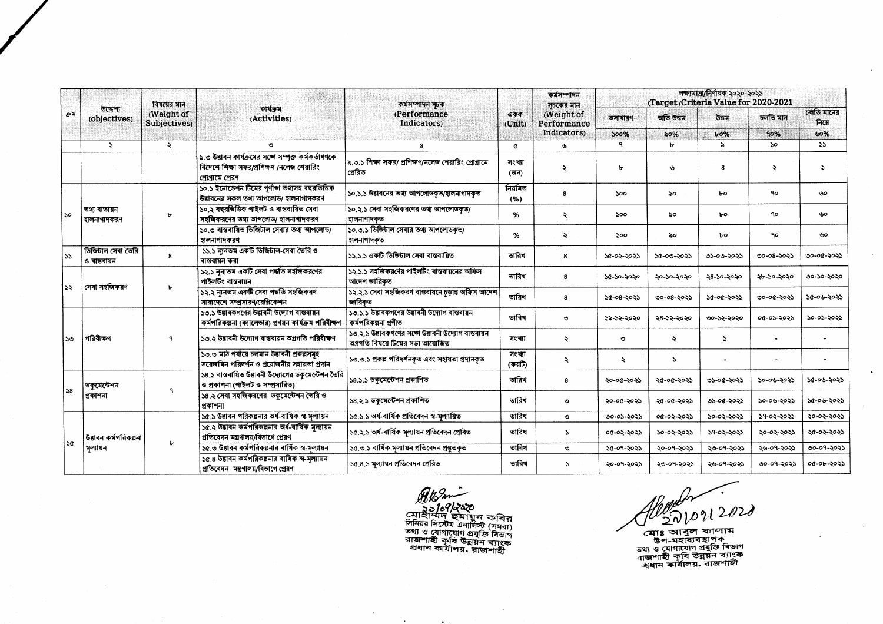| ক্রম | উদ্দেশ্য (objectives) | বিষয়ের মান (Weight of Subjectives) | কার্যক্রম (Activities) | কর্মসম্পাদন সূচক (Performance Indicators) | একক (Unit) | কর্মসম্পাদন সূচকের মান (Weight of Performance Indicators) | লক্ষ্যমাত্রা/নির্ণায়ক ২০২০-২০২১ (Target /Criteria Value for 2020-2021) | | | | |
|---|---|---|---|---|---|---|---|---|---|---|---|
| | | | | | | | অসাধারণ | অতি উত্তম | উত্তম | চলতি মান | চলতি মানের নিম্নে |
| | | | | | | | ১০০% | ৯০% | ৮০% | ৭০% | ৬০% |
| ১ | ২ | | ৩ | ৪ | ৫ | ৬ | ৭ | ৮ | ৯ | ১০ | ১১ |
| | | | ৯.৩ উদ্ভাবন কার্যক্রমের সঙ্গে সম্পৃক্ত কর্মকর্তাগণকে বিদেশে শিক্ষা সফর/প্রশিক্ষণ /নলেজ শেয়ারিং প্রোগ্রামে প্রেরণ | ৯.৩.১ শিক্ষা সফর/ প্রশিক্ষণ/নলেজ শেয়ারিং প্রোগ্রামে প্রেরিত | সংখ্যা (জন) | ২ | ৮ | ৬ | ৪ | ২ | ১ |
| ১০ | তথ্য বাতায়ন হালনাগাদকরণ | ৮ | ১০.১ ইনোভেশন টিমের পূর্ণাঙ্গ তথ্যসহ বছরভিত্তিক উদ্ভাবনের সকল তথ্য আপলোড/ হালনাগাদকরণ | ১০.১.১ উদ্ভাবনের তথ্য আপলোডকৃত/হালনাগাদকৃত | নিয়মিত (%) | ৪ | ১০০ | ৯০ | ৮০ | ৭০ | ৬০ |
| | | | ১০.২ বছরভিত্তিক পাইলট ও বাস্তবায়িত সেবা সহজিকরণের তথ্য আপলোড/ হালনাগাদকরণ | ১০.২.১ সেবা সহজিকরণের তথ্য আপলোডকৃত/ হালনাগাদকৃত | % | ২ | ১০০ | ৯০ | ৮০ | ৭০ | ৬০ |
| | | | ১০.৩ বাস্তবায়িত ডিজিটাল সেবার তথ্য আপলোড/ হালনাগাদকরণ | ১০.৩.১ ডিজিটাল সেবার তথ্য আপলোডকৃত/ হালনাগাদকৃত | % | ২ | ১০০ | ৯০ | ৮০ | ৭০ | ৬০ |
| ১১ | ডিজিটাল সেবা তৈরি ও বাস্তবায়ন | ৪ | ১১.১ ন্যূনতম একটি ডিজিটাল-সেবা তৈরি ও বাস্তবায়ন করা | ১১.১.১ একটি ডিজিটাল সেবা বাস্তবায়িত | তারিখ | ৪ | ১৫-০২-২০২১ | ১৫-০৩-২০২১ | ৩১-০৩-২০২১ | ৩০-০৪-২০২১ | ৩০-০৫-২০২১ |
| ১২ | সেবা সহজিকরণ | ৮ | ১২.১ ন্যূনতম একটি সেবা পদ্ধতি সহজিকরণের পাইলটিং বাস্তবায়ন | ১২.১.১ সহজিকরণের পাইলটিং বাস্তবায়নের অফিস আদেশ জারিকৃত | তারিখ | ৪ | ১৫-১০-২০২০ | ২০-১০-২০২০ | ২৪-১০-২০২০ | ২৮-১০-২০২০ | ৩০-১০-২০২০ |
| | | | ১২.২ ন্যূনতম একটি সেবা পদ্ধতি সহজিকরণ সারাদেশে সম্প্রসারণ/রেপ্লিকেশন | ১২.২.১ সেবা সহজিকরণ বাস্তবায়নে চূড়ান্ত অফিস আদেশ জারিকৃত | তারিখ | ৪ | ১৫-০৪-২০২১ | ৩০-০৪-২০২১ | ১৫-০৫-২০২১ | ৩০-০৫-২০২১ | ১৫-০৬-২০২১ |
| ১৩ | পরিবীক্ষণ | ৭ | ১৩.১ উদ্ভাবকগণের উদ্ভাবনী উদ্যোগ বাস্তবায়ন কর্মপরিকল্পনা (ক্যালেন্ডার) প্রণয়ন কার্যক্রম পরিবীক্ষণ | ১৩.১.১ উদ্ভাবকগণের উদ্ভাবনী উদ্যোগ বাস্তবায়ন কর্মপরিকল্পনা প্রণীত | তারিখ | ৩ | ১৯-১২-২০২০ | ২৪-১২-২০২০ | ৩০-১২-২০২০ | ০৫-০১-২০২১ | ১০-০১-২০২১ |
| | | | ১৩.২ উদ্ভাবনী উদ্যোগ বাস্তবায়ন অগ্রগতি পরিবীক্ষণ | ১৩.২.১ উদ্ভাবকগণের সঙ্গে উদ্ভাবনী উদ্যোগ বাস্তবায়ন অগ্রগতি বিষয়ে টিমের সভা আয়োজিত | সংখ্যা | ২ | ৩ | ২ | ১ | - | - |
| | | | ১৩.৩ মাঠ পর্যায়ে চলমান উদ্ভাবনী প্রকল্পসমূহ সরেজমিন পরিদর্শন ও প্রয়োজনীয় সহায়তা প্রদান | ১৩.৩.১ প্রকল্প পরিদর্শনকৃত এবং সহায়তা প্রদানকৃত | সংখ্যা (কয়টি) | ২ | ২ | ১ | - | - | - |
| ১৪ | ডকুমেন্টেশন প্রকাশনা | ৭ | ১৪.১ বাস্তবায়িত উদ্ভাবনী উদ্যোগের ডকুমেন্টেশন তৈরি ও প্রকাশনা (পাইলট ও সম্প্রসারিত) | ১৪.১.১ ডকুমেন্টেশন প্রকাশিত | তারিখ | ৪ | ২০-০৫-২০২১ | ২৫-০৫-২০২১ | ৩১-০৫-২০২১ | ১০-০৬-২০২১ | ১৫-০৬-২০২১ |
| | | | ১৪.২ সেবা সহজিকরণের ডকুমেন্টেশন তৈরি ও প্রকাশনা | ১৪.২.১ ডকুমেন্টেশন প্রকাশিত | তারিখ | ৩ | ২০-০৫-২০২১ | ২৫-০৫-২০২১ | ৩১-০৫-২০২১ | ১০-০৬-২০২১ | ১৫-০৬-২০২১ |
| ১৫ | উদ্ভাবন কর্মপরিকল্পনা মূল্যায়ন | ৮ | ১৫.১ উদ্ভাবন পরিকল্পনার অর্ধ-বার্ষিক স্ব-মূল্যায়ন | ১৫.১.১ অর্ধ-বার্ষিক প্রতিবেদন স্ব-মূল্যায়িত | তারিখ | ৩ | ৩০-০১-২০২১ | ০৫-০২-২০২১ | ১০-০২-২০২১ | ১৭-০২-২০২১ | ২০-০২-২০২১ |
| | | | ১৫.২ উদ্ভাবন কর্মপরিকল্পনার অর্ধ-বার্ষিক মূল্যায়ন প্রতিবেদন মন্ত্রণালয়/বিভাগে প্রেরণ | ১৫.২.১ অর্ধ-বার্ষিক মূল্যায়ন প্রতিবেদন প্রেরিত | তারিখ | ১ | ০৫-০২-২০২১ | ১০-০২-২০২১ | ১৭-০২-২০২১ | ২০-০২-২০২১ | ২৫-০২-২০২১ |
| | | | ১৫.৩ উদ্ভাবন কর্মপরিকল্পনার বার্ষিক স্ব-মূল্যায়ন | ১৫.৩.১ বার্ষিক মূল্যায়ন প্রতিবেদন প্রস্তুতকৃত | তারিখ | ৩ | ১৫-০৭-২০২১ | ২০-০৭-২০২১ | ২৩-০৭-২০২১ | ২৬-০৭-২০২১ | ৩০-০৭-২০২১ |
| | | | ১৫.৪ উদ্ভাবন কর্মপরিকল্পনার বার্ষিক স্ব-মূল্যায়ন প্রতিবেদন মন্ত্রণালয়/বিভাগে প্রেরণ | ১৫.৪.১ মূল্যায়ন প্রতিবেদন প্রেরিত | তারিখ | ১ | ২০-০৭-২০২১ | ২৩-০৭-২০২১ | ২৬-০৭-২০২১ | ৩০-০৭-২০২১ | ০৫-০৮-২০২১ |

২৯/০৭/২০২০
মোহাম্মদ হুমায়ুন কবির
সিনিয়র সিস্টেম এনালিস্ট (সমবা)
তথ্য ও যোগাযোগ প্রযুক্তি বিভাগ
রাজশাহী কৃষি উন্নয়ন ব্যাংক
প্রধান কার্যালয়, রাজশাহী

২৯/০৭/২০২০
মোঃ আবুল কালাম
উপ-মহাব্যবস্থাপক
তথ্য ও যোগাযোগ প্রযুক্তি বিভাগ
রাজশাহী কৃষি উন্নয়ন ব্যাংক
প্রধান কার্যালয়, রাজশাহী